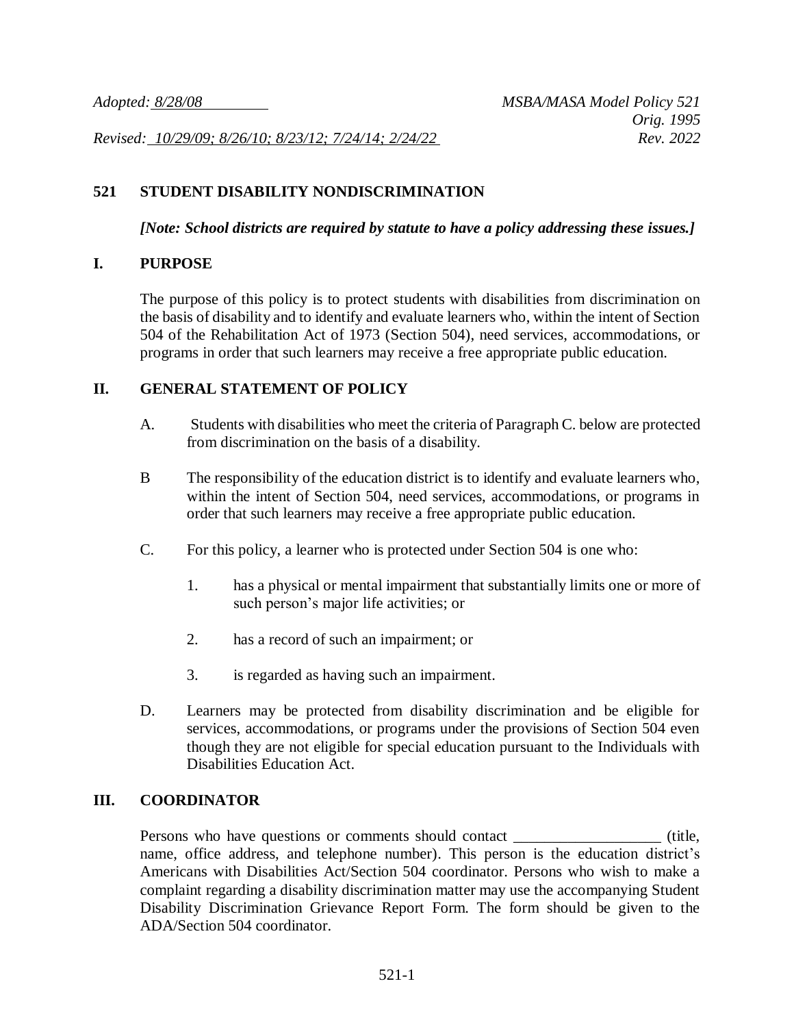*Adopted: 8/28/08* *MSBA/MASA Model Policy 521*
*Orig. 1995*
*Revised: 10/29/09; 8/26/10; 8/23/12; 7/24/14; 2/24/22* *Rev. 2022*

# 521 STUDENT DISABILITY NONDISCRIMINATION

***[Note: School districts are required by statute to have a policy addressing these issues.]***

## I. PURPOSE

The purpose of this policy is to protect students with disabilities from discrimination on the basis of disability and to identify and evaluate learners who, within the intent of Section 504 of the Rehabilitation Act of 1973 (Section 504), need services, accommodations, or programs in order that such learners may receive a free appropriate public education.

## II. GENERAL STATEMENT OF POLICY

A. Students with disabilities who meet the criteria of Paragraph C. below are protected from discrimination on the basis of a disability.

B The responsibility of the education district is to identify and evaluate learners who, within the intent of Section 504, need services, accommodations, or programs in order that such learners may receive a free appropriate public education.

C. For this policy, a learner who is protected under Section 504 is one who:

1. has a physical or mental impairment that substantially limits one or more of such person's major life activities; or

2. has a record of such an impairment; or

3. is regarded as having such an impairment.

D. Learners may be protected from disability discrimination and be eligible for services, accommodations, or programs under the provisions of Section 504 even though they are not eligible for special education pursuant to the Individuals with Disabilities Education Act.

## III. COORDINATOR

Persons who have questions or comments should contact __________________ (title, name, office address, and telephone number). This person is the education district's Americans with Disabilities Act/Section 504 coordinator. Persons who wish to make a complaint regarding a disability discrimination matter may use the accompanying Student Disability Discrimination Grievance Report Form. The form should be given to the ADA/Section 504 coordinator.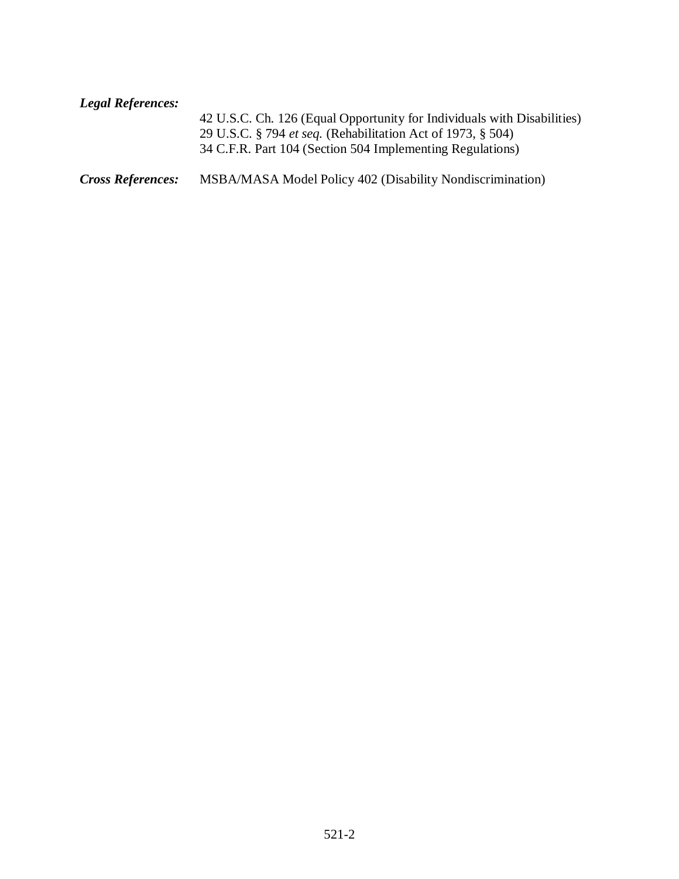***Legal References:***

42 U.S.C. Ch. 126 (Equal Opportunity for Individuals with Disabilities)
29 U.S.C. § 794 *et seq.* (Rehabilitation Act of 1973, § 504)
34 C.F.R. Part 104 (Section 504 Implementing Regulations)

***Cross References:*** MSBA/MASA Model Policy 402 (Disability Nondiscrimination)